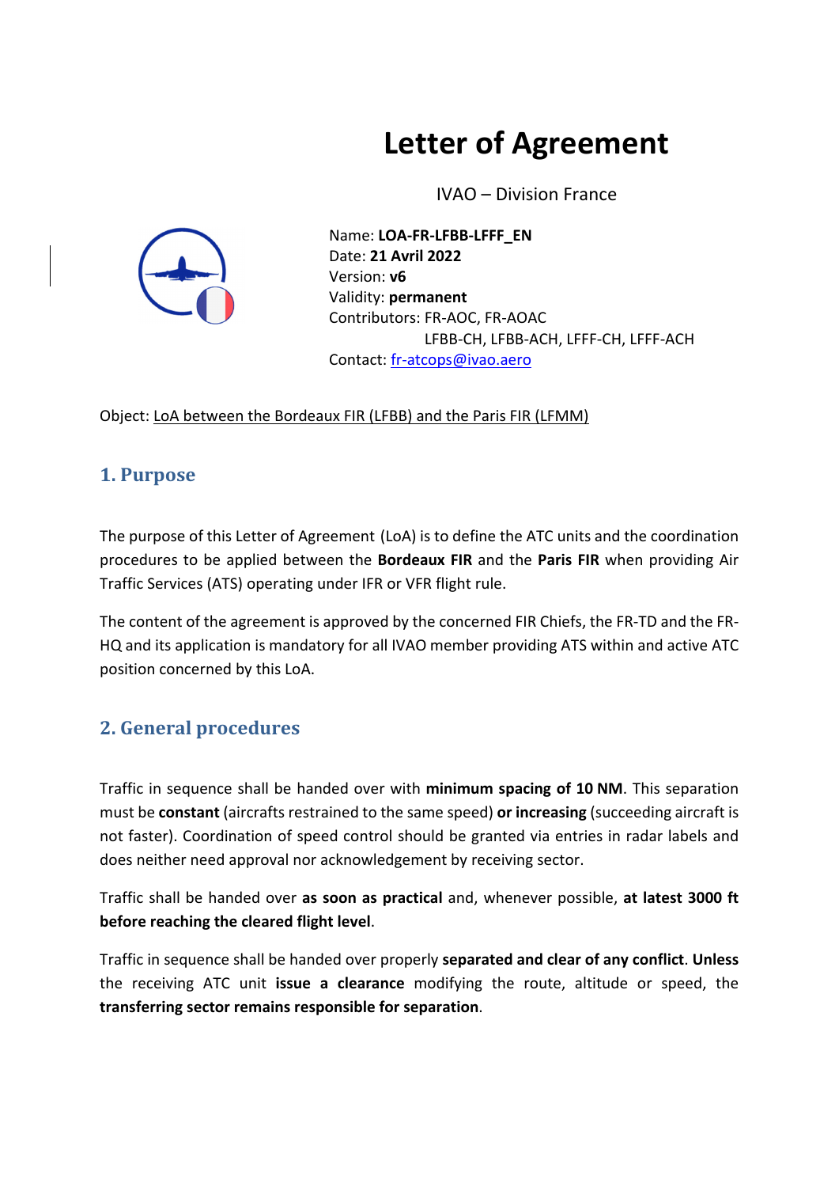# Letter of Agreement

IVAO – Division France

Name: **LOA-FR-LFBB-LFFF_EN**
Date: **21 Avril 2022**
Version: **v6**
Validity: **permanent**
Contributors: FR-AOC, FR-AOAC
LFBB-CH, LFBB-ACH, LFFF-CH, LFFF-ACH
Contact: [fr-atcops@ivao.aero](mailto:fr-atcops@ivao.aero)

Object: LoA between the Bordeaux FIR (LFBB) and the Paris FIR (LFMM)

## 1. Purpose

The purpose of this Letter of Agreement (LoA) is to define the ATC units and the coordination procedures to be applied between the **Bordeaux FIR** and the **Paris FIR** when providing Air Traffic Services (ATS) operating under IFR or VFR flight rule.

The content of the agreement is approved by the concerned FIR Chiefs, the FR-TD and the FR-HQ and its application is mandatory for all IVAO member providing ATS within and active ATC position concerned by this LoA.

## 2. General procedures

Traffic in sequence shall be handed over with **minimum spacing of 10 NM**. This separation must be **constant** (aircrafts restrained to the same speed) **or increasing** (succeeding aircraft is not faster). Coordination of speed control should be granted via entries in radar labels and does neither need approval nor acknowledgement by receiving sector.

Traffic shall be handed over **as soon as practical** and, whenever possible, **at latest 3000 ft before reaching the cleared flight level**.

Traffic in sequence shall be handed over properly **separated and clear of any conflict**. **Unless** the receiving ATC unit **issue a clearance** modifying the route, altitude or speed, the **transferring sector remains responsible for separation**.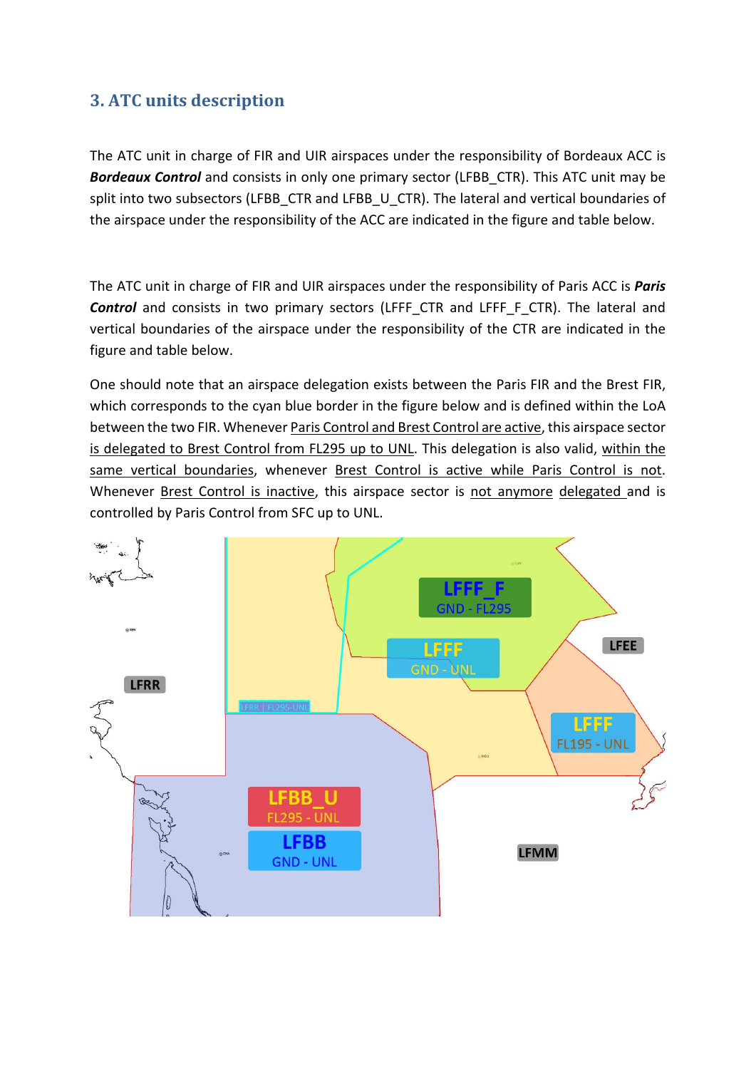## 3. ATC units description

The ATC unit in charge of FIR and UIR airspaces under the responsibility of Bordeaux ACC is ***Bordeaux Control*** and consists in only one primary sector (LFBB_CTR). This ATC unit may be split into two subsectors (LFBB_CTR and LFBB_U_CTR). The lateral and vertical boundaries of the airspace under the responsibility of the ACC are indicated in the figure and table below.

The ATC unit in charge of FIR and UIR airspaces under the responsibility of Paris ACC is ***Paris Control*** and consists in two primary sectors (LFFF_CTR and LFFF_F_CTR). The lateral and vertical boundaries of the airspace under the responsibility of the CTR are indicated in the figure and table below.

One should note that an airspace delegation exists between the Paris FIR and the Brest FIR, which corresponds to the cyan blue border in the figure below and is defined within the LoA between the two FIR. Whenever Paris Control and Brest Control are active, this airspace sector is delegated to Brest Control from FL295 up to UNL. This delegation is also valid, within the same vertical boundaries, whenever Brest Control is active while Paris Control is not. Whenever Brest Control is inactive, this airspace sector is not anymore delegated and is controlled by Paris Control from SFC up to UNL.

LFFF_F
GND - FL295

LFFF
GND - UNL

LFEE

LFRR

LFRR | FL295-UNL

LFFF
FL195 - UNL

LFBB_U
FL295 - UNL

LFBB
GND - UNL

LFMM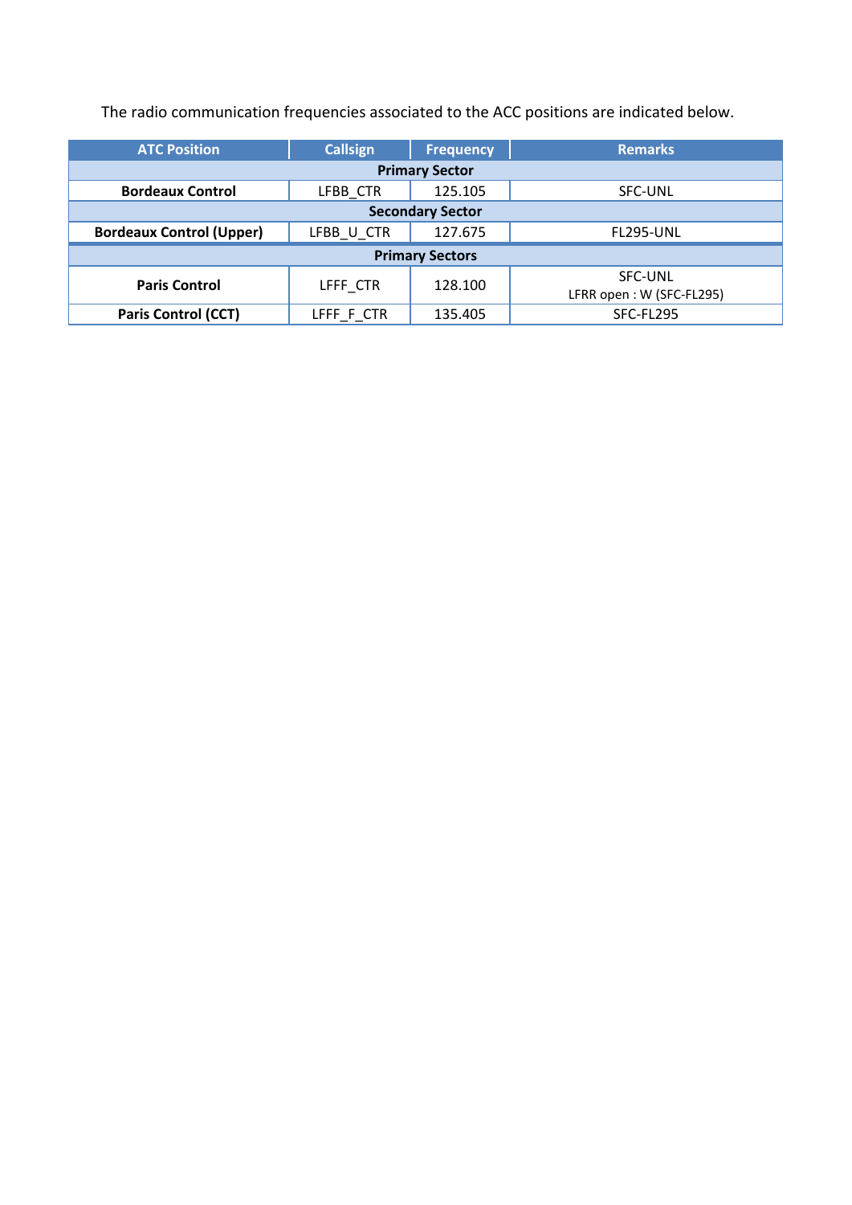The radio communication frequencies associated to the ACC positions are indicated below.

| ATC Position | Callsign | Frequency | Remarks |
|---|---|---|---|
| **Primary Sector** | | | |
| **Bordeaux Control** | LFBB_CTR | 125.105 | SFC-UNL |
| **Secondary Sector** | | | |
| **Bordeaux Control (Upper)** | LFBB_U_CTR | 127.675 | FL295-UNL |
| **Primary Sectors** | | | |
| **Paris Control** | LFFF_CTR | 128.100 | SFC-UNL<br>LFRR open : W (SFC-FL295) |
| **Paris Control (CCT)** | LFFF_F_CTR | 135.405 | SFC-FL295 |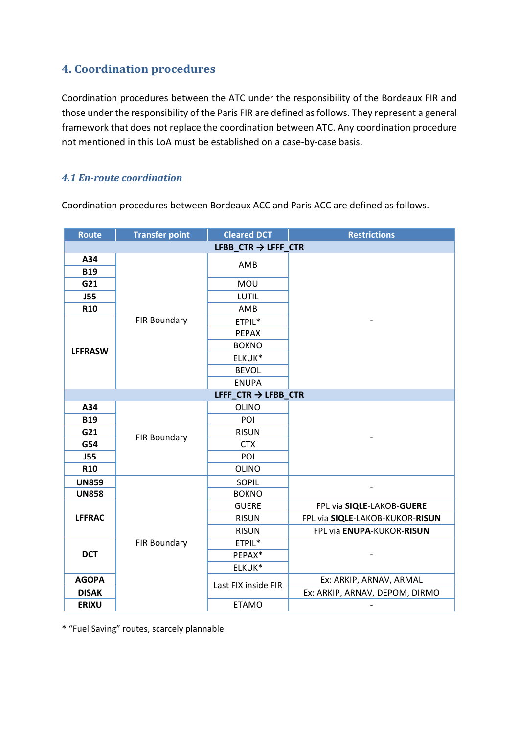## 4. Coordination procedures

Coordination procedures between the ATC under the responsibility of the Bordeaux FIR and those under the responsibility of the Paris FIR are defined as follows. They represent a general framework that does not replace the coordination between ATC. Any coordination procedure not mentioned in this LoA must be established on a case-by-case basis.

### *4.1 En-route coordination*

Coordination procedures between Bordeaux ACC and Paris ACC are defined as follows.

| Route | Transfer point | Cleared DCT | Restrictions |
|---|---|---|---|
| **LFBB_CTR → LFFF_CTR** | | | |
| **A34** | FIR Boundary | AMB | - |
| **B19** | | | |
| **G21** | | MOU | |
| **J55** | | LUTIL | |
| **R10** | | AMB | |
| **LFFRASW** | | ETPIL* | |
| | | PEPAX | |
| | | BOKNO | |
| | | ELKUK* | |
| | | BEVOL | |
| | | ENUPA | |
| **LFFF_CTR → LFBB_CTR** | | | |
| **A34** | FIR Boundary | OLINO | - |
| **B19** | | POI | |
| **G21** | | RISUN | |
| **G54** | | CTX | |
| **J55** | | POI | |
| **R10** | | OLINO | |
| **UN859** | FIR Boundary | SOPIL | - |
| **UN858** | | BOKNO | |
| **LFFRAC** | | GUERE | FPL via **SIQLE**-LAKOB-**GUERE** |
| | | RISUN | FPL via **SIQLE**-LAKOB-KUKOR-**RISUN** |
| | | RISUN | FPL via **ENUPA**-KUKOR-**RISUN** |
| **DCT** | | ETPIL* | - |
| | | PEPAX* | |
| | | ELKUK* | |
| **AGOPA** | | Last FIX inside FIR | Ex: ARKIP, ARNAV, ARMAL |
| **DISAK** | | | Ex: ARKIP, ARNAV, DEPOM, DIRMO |
| **ERIXU** | | ETAMO | - |

\* "Fuel Saving" routes, scarcely plannable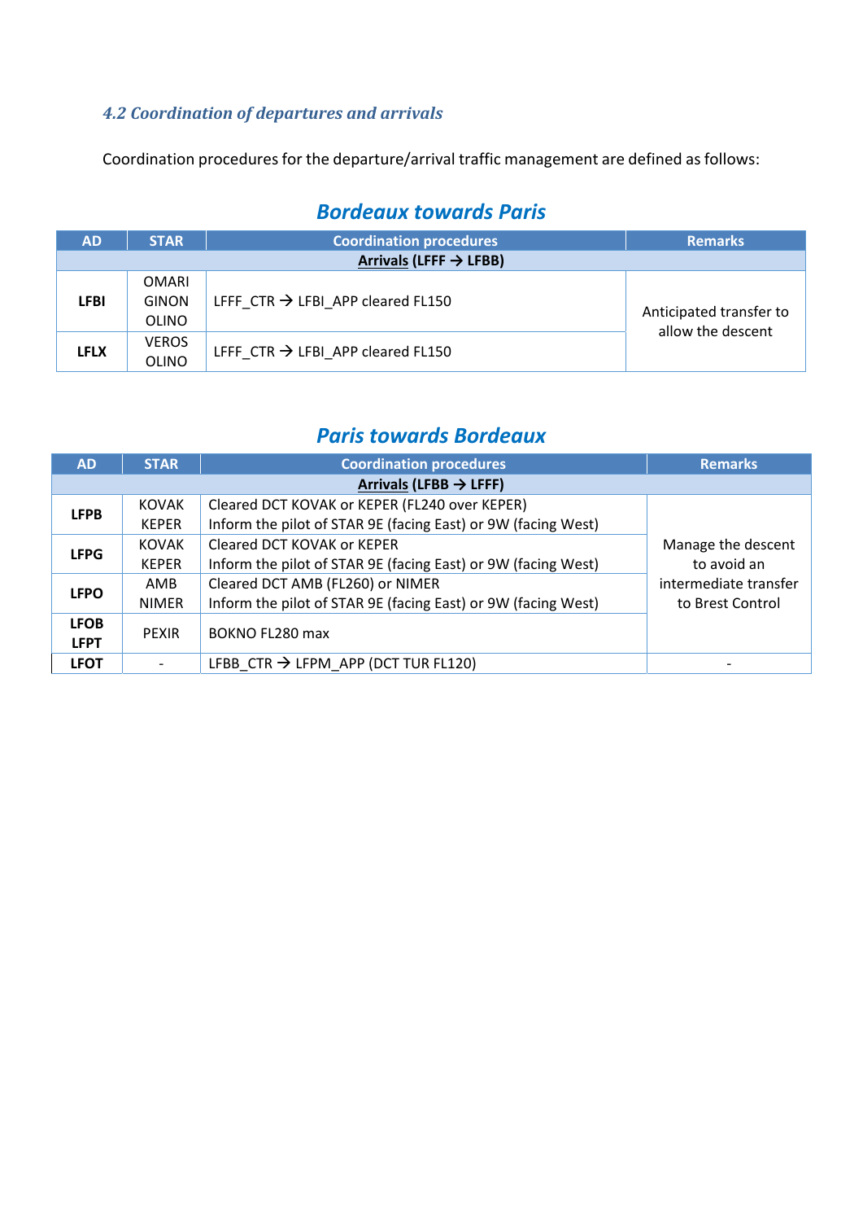### *4.2 Coordination of departures and arrivals*

Coordination procedures for the departure/arrival traffic management are defined as follows:

## *Bordeaux towards Paris*

| AD | STAR | Coordination procedures | Remarks |
|---|---|---|---|
| **Arrivals (LFFF → LFBB)** | | | |
| **LFBI** | OMARI GINON OLINO | LFFF_CTR → LFBI_APP cleared FL150 | Anticipated transfer to allow the descent |
| **LFLX** | VEROS OLINO | LFFF_CTR → LFBI_APP cleared FL150 | |

## *Paris towards Bordeaux*

| AD | STAR | Coordination procedures | Remarks |
|---|---|---|---|
| **Arrivals (LFBB → LFFF)** | | | |
| **LFPB** | KOVAK KEPER | Cleared DCT KOVAK or KEPER (FL240 over KEPER) Inform the pilot of STAR 9E (facing East) or 9W (facing West) | Manage the descent to avoid an intermediate transfer to Brest Control |
| **LFPG** | KOVAK KEPER | Cleared DCT KOVAK or KEPER Inform the pilot of STAR 9E (facing East) or 9W (facing West) | |
| **LFPO** | AMB NIMER | Cleared DCT AMB (FL260) or NIMER Inform the pilot of STAR 9E (facing East) or 9W (facing West) | |
| **LFOB LFPT** | PEXIR | BOKNO FL280 max | |
| **LFOT** | - | LFBB_CTR → LFPM_APP (DCT TUR FL120) | - |